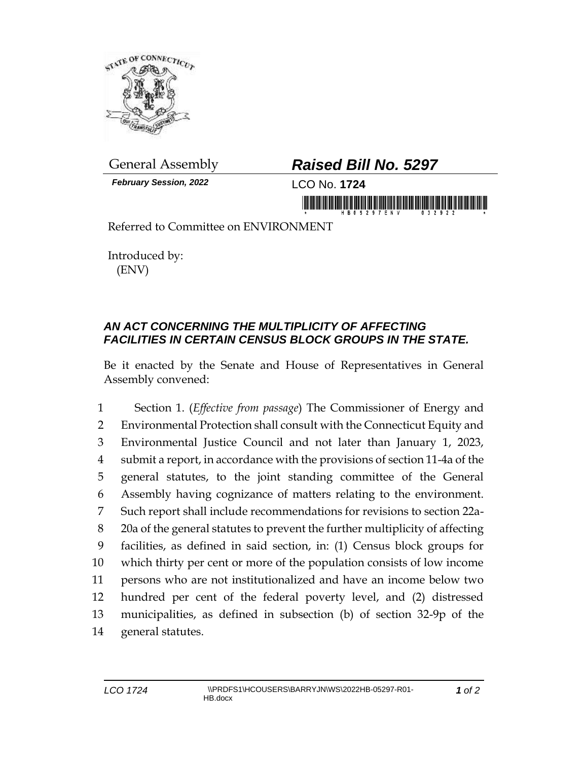General Assembly

***Raised Bill No. 5297***

***February Session, 2022***

LCO No. **1724**

Referred to Committee on ENVIRONMENT

Introduced by:
(ENV)

***AN ACT CONCERNING THE MULTIPLICITY OF AFFECTING FACILITIES IN CERTAIN CENSUS BLOCK GROUPS IN THE STATE.***

Be it enacted by the Senate and House of Representatives in General Assembly convened:

Section 1. (*Effective from passage*) The Commissioner of Energy and Environmental Protection shall consult with the Connecticut Equity and Environmental Justice Council and not later than January 1, 2023, submit a report, in accordance with the provisions of section 11-4a of the general statutes, to the joint standing committee of the General Assembly having cognizance of matters relating to the environment. Such report shall include recommendations for revisions to section 22a-20a of the general statutes to prevent the further multiplicity of affecting facilities, as defined in said section, in: (1) Census block groups for which thirty per cent or more of the population consists of low income persons who are not institutionalized and have an income below two hundred per cent of the federal poverty level, and (2) distressed municipalities, as defined in subsection (b) of section 32-9p of the general statutes.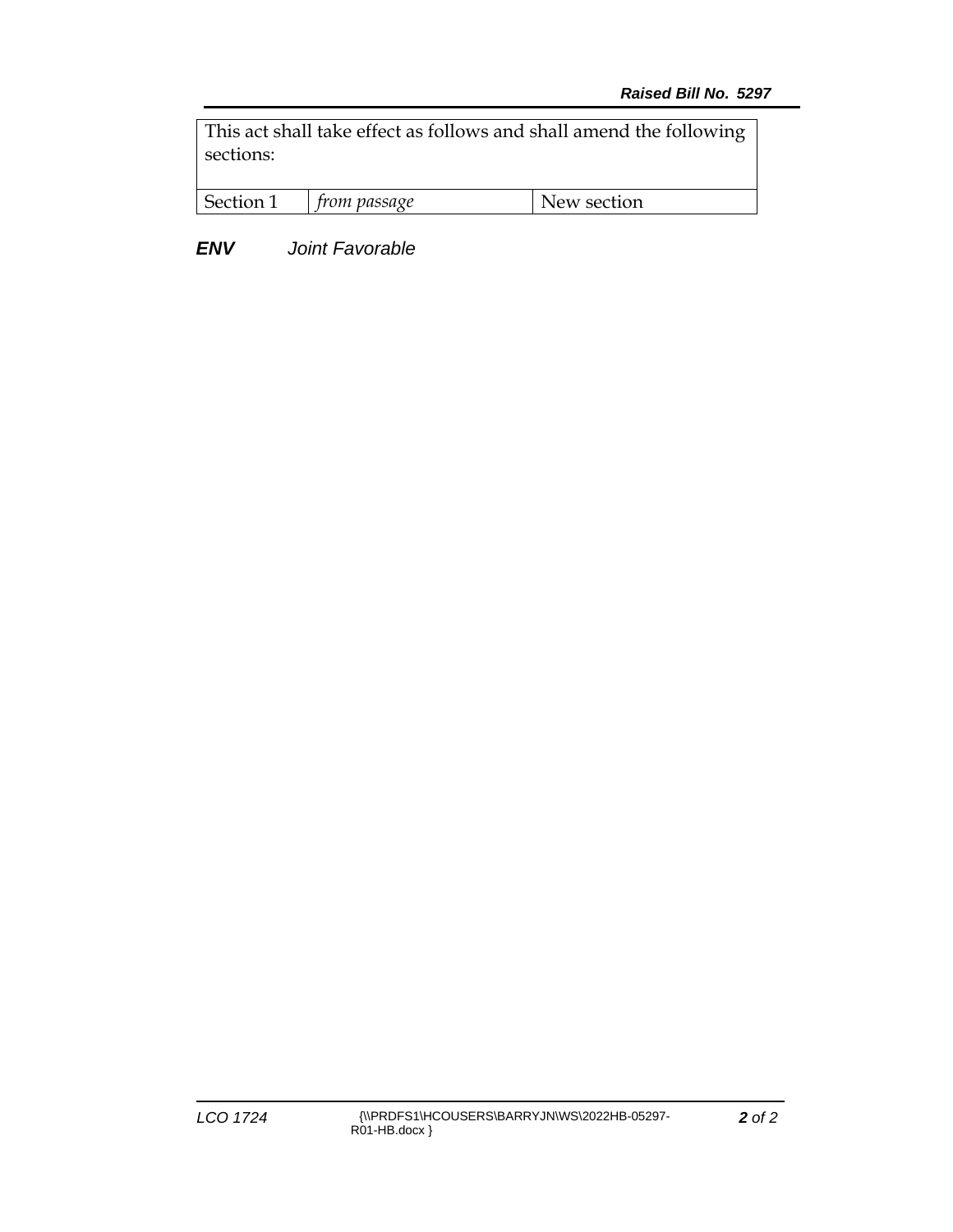| This act shall take effect as follows and shall amend the following sections: | | |
|---|---|---|
| Section 1 | *from passage* | New section |

***ENV*** *Joint Favorable*